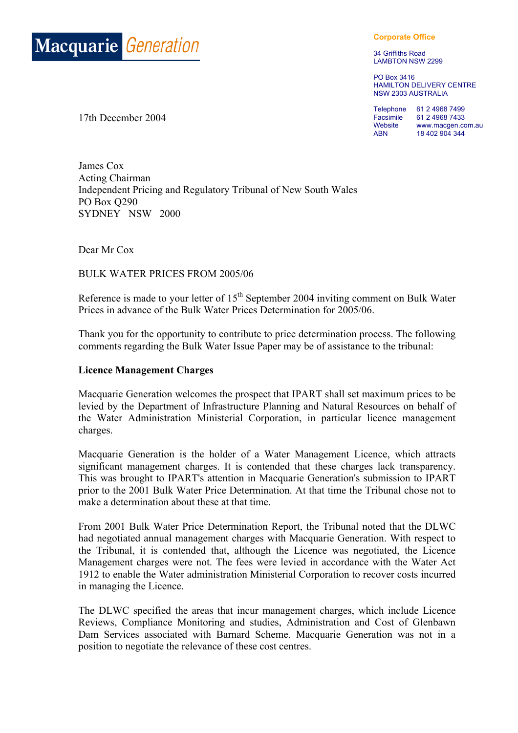Macquarie Generation

**Corporate Office**

34 Griffiths Road
LAMBTON NSW 2299

PO Box 3416
HAMILTON DELIVERY CENTRE
NSW 2303 AUSTRALIA

Telephone 61 2 4968 7499
Facsimile 61 2 4968 7433
Website www.macgen.com.au
ABN 18 402 904 344

17th December 2004

James Cox
Acting Chairman
Independent Pricing and Regulatory Tribunal of New South Wales
PO Box Q290
SYDNEY NSW 2000

Dear Mr Cox

BULK WATER PRICES FROM 2005/06

Reference is made to your letter of 15th September 2004 inviting comment on Bulk Water Prices in advance of the Bulk Water Prices Determination for 2005/06.

Thank you for the opportunity to contribute to price determination process. The following comments regarding the Bulk Water Issue Paper may be of assistance to the tribunal:

**Licence Management Charges**

Macquarie Generation welcomes the prospect that IPART shall set maximum prices to be levied by the Department of Infrastructure Planning and Natural Resources on behalf of the Water Administration Ministerial Corporation, in particular licence management charges.

Macquarie Generation is the holder of a Water Management Licence, which attracts significant management charges. It is contended that these charges lack transparency. This was brought to IPART's attention in Macquarie Generation's submission to IPART prior to the 2001 Bulk Water Price Determination. At that time the Tribunal chose not to make a determination about these at that time.

From 2001 Bulk Water Price Determination Report, the Tribunal noted that the DLWC had negotiated annual management charges with Macquarie Generation. With respect to the Tribunal, it is contended that, although the Licence was negotiated, the Licence Management charges were not. The fees were levied in accordance with the Water Act 1912 to enable the Water administration Ministerial Corporation to recover costs incurred in managing the Licence.

The DLWC specified the areas that incur management charges, which include Licence Reviews, Compliance Monitoring and studies, Administration and Cost of Glenbawn Dam Services associated with Barnard Scheme. Macquarie Generation was not in a position to negotiate the relevance of these cost centres.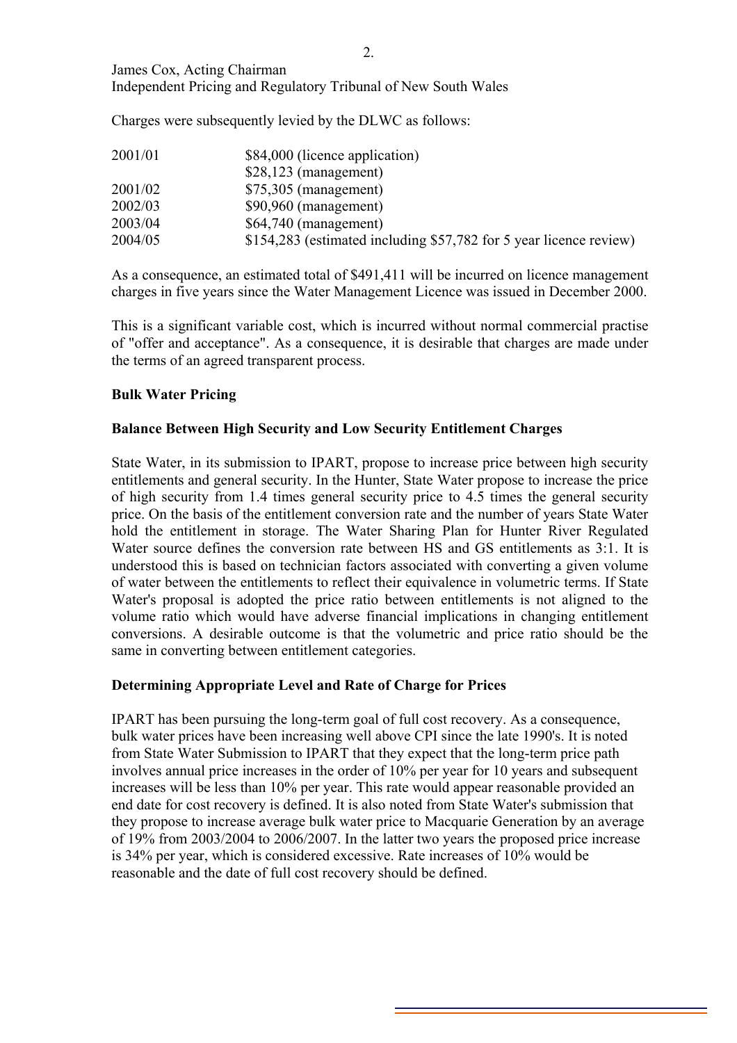James Cox, Acting Chairman
Independent Pricing and Regulatory Tribunal of New South Wales

Charges were subsequently levied by the DLWC as follows:

| | |
|---|---|
| 2001/01 | $84,000 (licence application) |
| | $28,123 (management) |
| 2001/02 | $75,305 (management) |
| 2002/03 | $90,960 (management) |
| 2003/04 | $64,740 (management) |
| 2004/05 | $154,283 (estimated including $57,782 for 5 year licence review) |

As a consequence, an estimated total of $491,411 will be incurred on licence management charges in five years since the Water Management Licence was issued in December 2000.

This is a significant variable cost, which is incurred without normal commercial practise of "offer and acceptance". As a consequence, it is desirable that charges are made under the terms of an agreed transparent process.

**Bulk Water Pricing**

**Balance Between High Security and Low Security Entitlement Charges**

State Water, in its submission to IPART, propose to increase price between high security entitlements and general security. In the Hunter, State Water propose to increase the price of high security from 1.4 times general security price to 4.5 times the general security price. On the basis of the entitlement conversion rate and the number of years State Water hold the entitlement in storage. The Water Sharing Plan for Hunter River Regulated Water source defines the conversion rate between HS and GS entitlements as 3:1. It is understood this is based on technician factors associated with converting a given volume of water between the entitlements to reflect their equivalence in volumetric terms. If State Water's proposal is adopted the price ratio between entitlements is not aligned to the volume ratio which would have adverse financial implications in changing entitlement conversions. A desirable outcome is that the volumetric and price ratio should be the same in converting between entitlement categories.

**Determining Appropriate Level and Rate of Charge for Prices**

IPART has been pursuing the long-term goal of full cost recovery. As a consequence, bulk water prices have been increasing well above CPI since the late 1990's. It is noted from State Water Submission to IPART that they expect that the long-term price path involves annual price increases in the order of 10% per year for 10 years and subsequent increases will be less than 10% per year. This rate would appear reasonable provided an end date for cost recovery is defined. It is also noted from State Water's submission that they propose to increase average bulk water price to Macquarie Generation by an average of 19% from 2003/2004 to 2006/2007. In the latter two years the proposed price increase is 34% per year, which is considered excessive. Rate increases of 10% would be reasonable and the date of full cost recovery should be defined.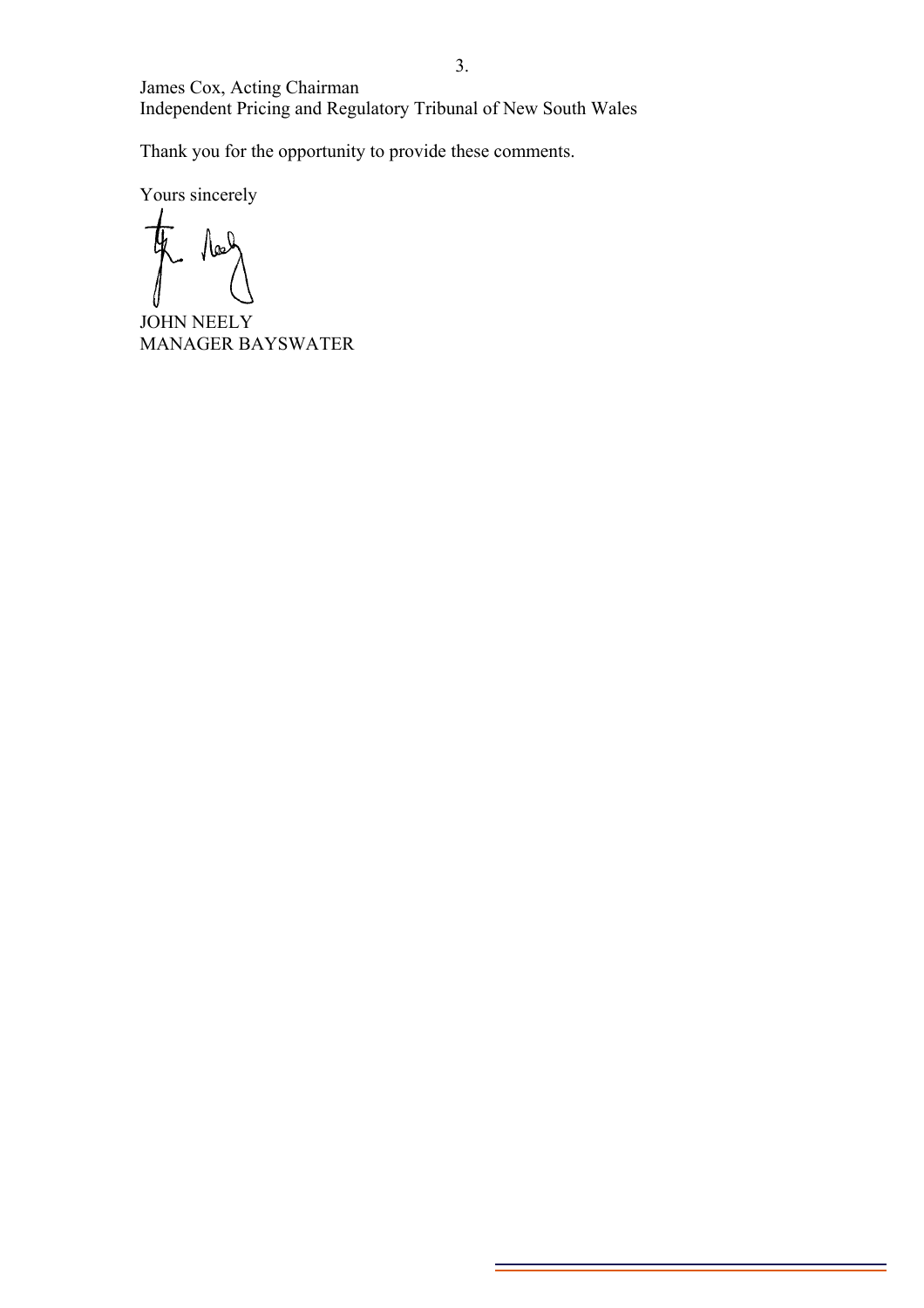James Cox, Acting Chairman
Independent Pricing and Regulatory Tribunal of New South Wales

Thank you for the opportunity to provide these comments.

Yours sincerely

JOHN NEELY
MANAGER BAYSWATER